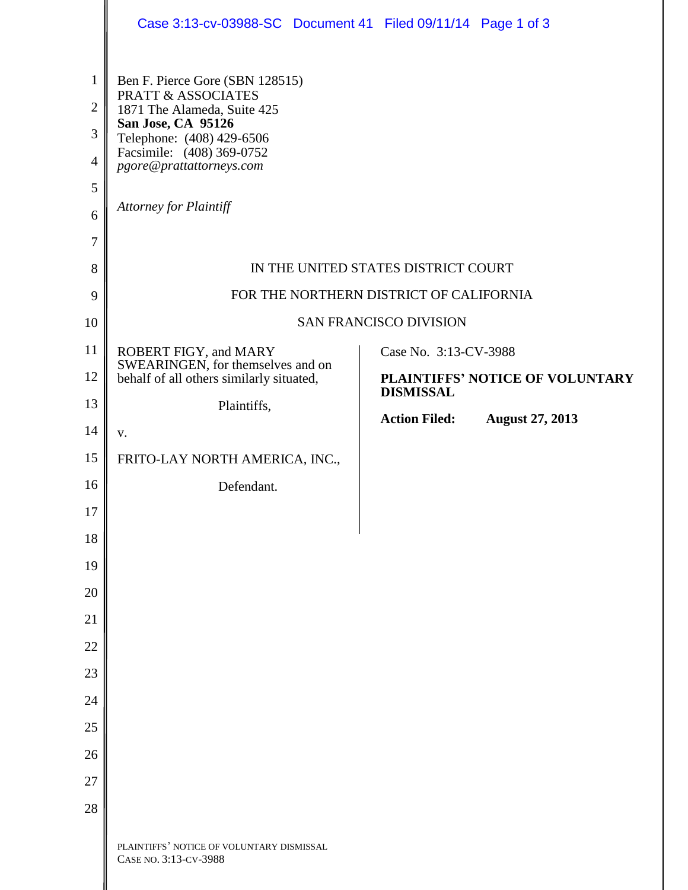Ben F. Pierce Gore (SBN 128515)
PRATT & ASSOCIATES
1871 The Alameda, Suite 425
**San Jose, CA 95126**
Telephone: (408) 429-6506
Facsimile: (408) 369-0752
*pgore@prattattorneys.com*

*Attorney for Plaintiff*

IN THE UNITED STATES DISTRICT COURT

FOR THE NORTHERN DISTRICT OF CALIFORNIA

SAN FRANCISCO DIVISION

ROBERT FIGY, and MARY SWEARINGEN, for themselves and on behalf of all others similarly situated,

Plaintiffs,

v.

FRITO-LAY NORTH AMERICA, INC.,

Defendant.

Case No. 3:13-CV-3988

**PLAINTIFFS' NOTICE OF VOLUNTARY DISMISSAL**

**Action Filed: August 27, 2013**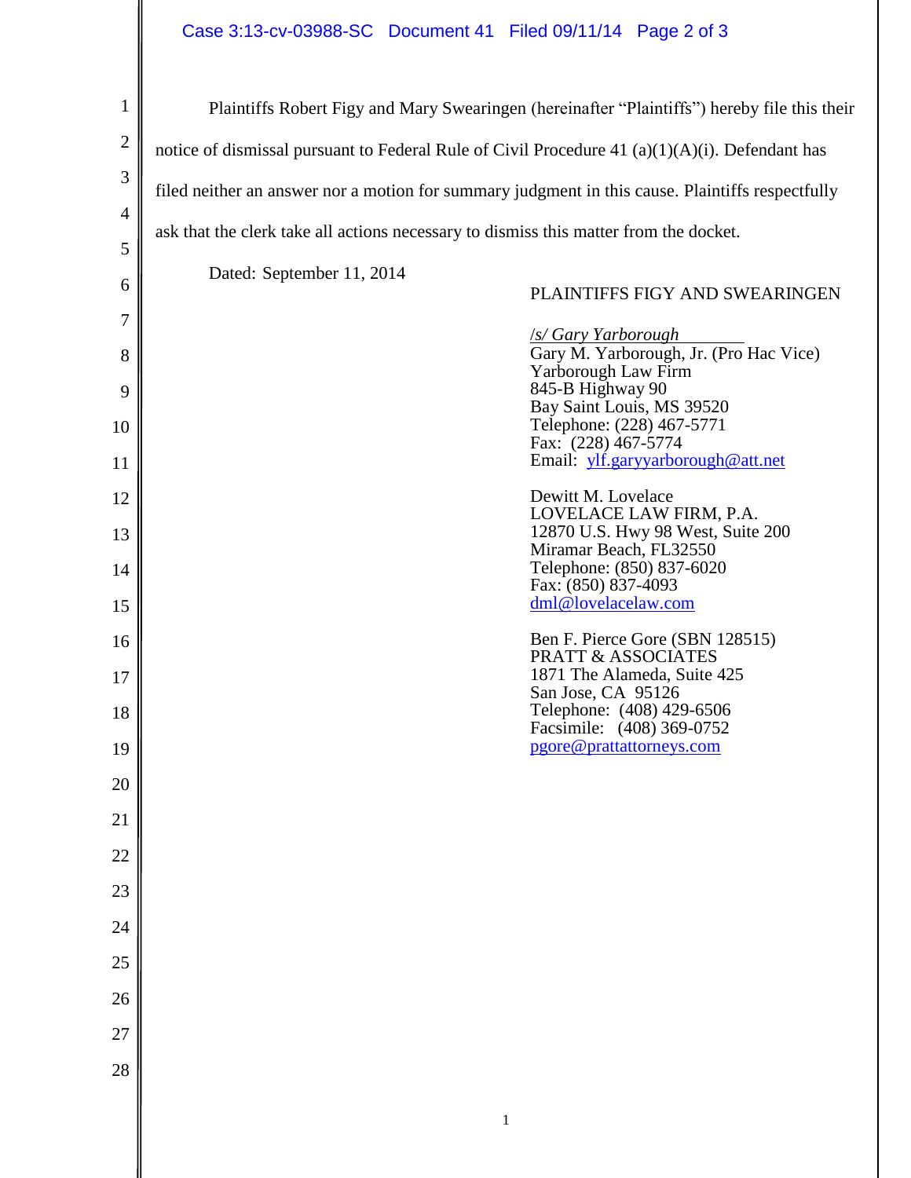Plaintiffs Robert Figy and Mary Swearingen (hereinafter "Plaintiffs") hereby file this their notice of dismissal pursuant to Federal Rule of Civil Procedure 41 (a)(1)(A)(i). Defendant has filed neither an answer nor a motion for summary judgment in this cause. Plaintiffs respectfully ask that the clerk take all actions necessary to dismiss this matter from the docket.

Dated: September 11, 2014

PLAINTIFFS FIGY AND SWEARINGEN

/s/ Gary Yarborough
Gary M. Yarborough, Jr. (Pro Hac Vice)
Yarborough Law Firm
845-B Highway 90
Bay Saint Louis, MS 39520
Telephone: (228) 467-5771
Fax: (228) 467-5774
Email: ylf.garyyarborough@att.net

Dewitt M. Lovelace
LOVELACE LAW FIRM, P.A.
12870 U.S. Hwy 98 West, Suite 200
Miramar Beach, FL32550
Telephone: (850) 837-6020
Fax: (850) 837-4093
dml@lovelacelaw.com

Ben F. Pierce Gore (SBN 128515)
PRATT & ASSOCIATES
1871 The Alameda, Suite 425
San Jose, CA 95126
Telephone: (408) 429-6506
Facsimile: (408) 369-0752
pgore@prattattorneys.com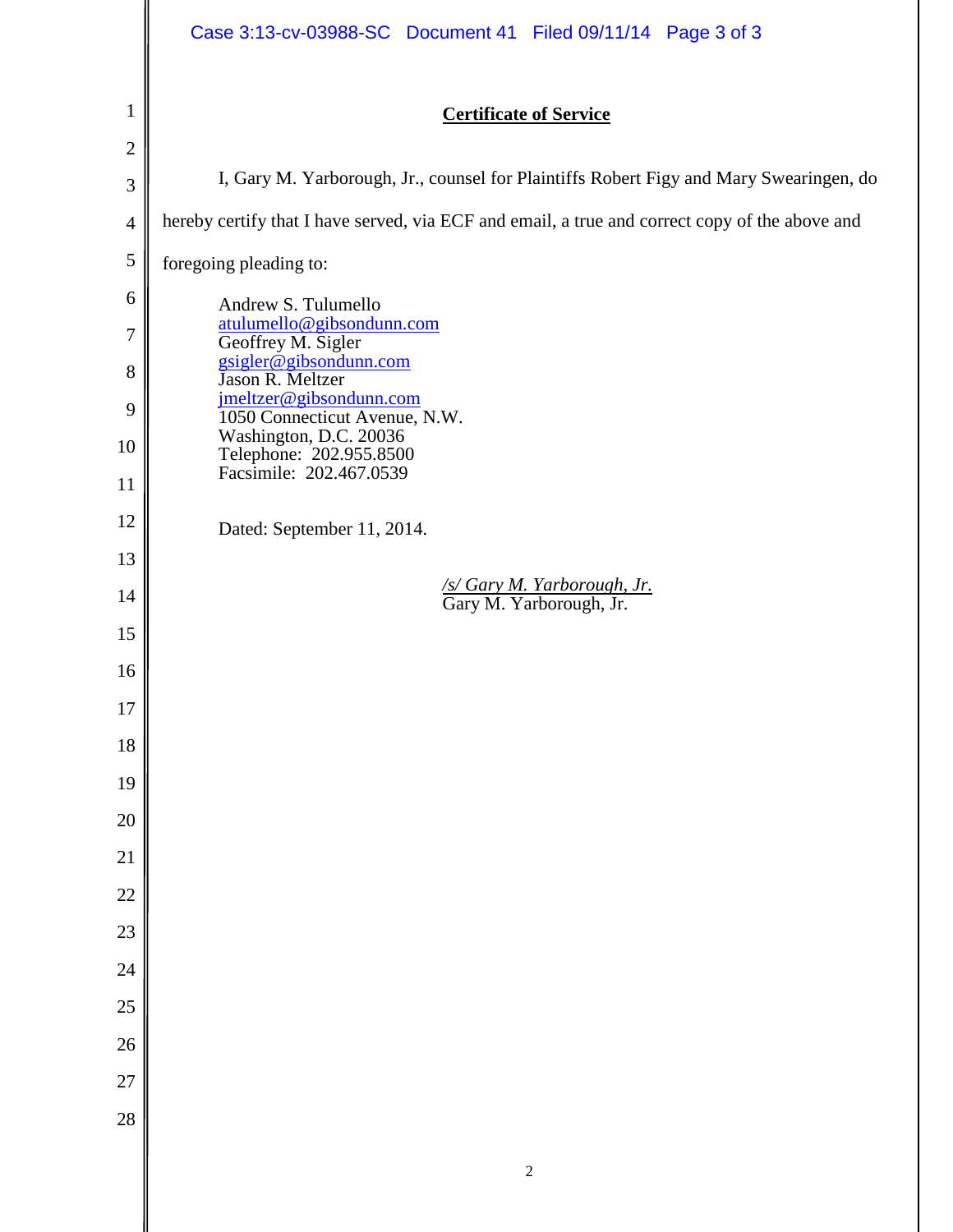**Certificate of Service**

I, Gary M. Yarborough, Jr., counsel for Plaintiffs Robert Figy and Mary Swearingen, do hereby certify that I have served, via ECF and email, a true and correct copy of the above and foregoing pleading to:

Andrew S. Tulumello
atulumello@gibsondunn.com
Geoffrey M. Sigler
gsigler@gibsondunn.com
Jason R. Meltzer
jmeltzer@gibsondunn.com
1050 Connecticut Avenue, N.W.
Washington, D.C. 20036
Telephone: 202.955.8500
Facsimile: 202.467.0539

Dated: September 11, 2014.

*/s/ Gary M. Yarborough, Jr.*
Gary M. Yarborough, Jr.